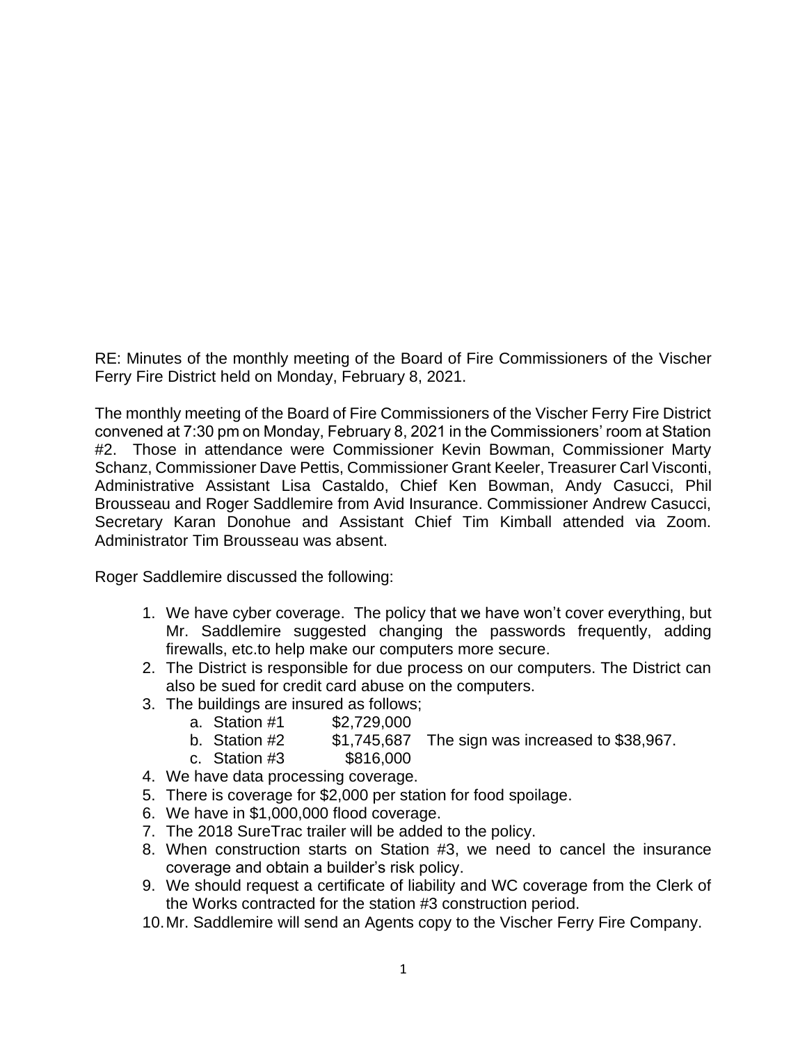RE: Minutes of the monthly meeting of the Board of Fire Commissioners of the Vischer Ferry Fire District held on Monday, February 8, 2021.

The monthly meeting of the Board of Fire Commissioners of the Vischer Ferry Fire District convened at 7:30 pm on Monday, February 8, 2021 in the Commissioners' room at Station #2. Those in attendance were Commissioner Kevin Bowman, Commissioner Marty Schanz, Commissioner Dave Pettis, Commissioner Grant Keeler, Treasurer Carl Visconti, Administrative Assistant Lisa Castaldo, Chief Ken Bowman, Andy Casucci, Phil Brousseau and Roger Saddlemire from Avid Insurance. Commissioner Andrew Casucci, Secretary Karan Donohue and Assistant Chief Tim Kimball attended via Zoom. Administrator Tim Brousseau was absent.

Roger Saddlemire discussed the following:

1. We have cyber coverage. The policy that we have won't cover everything, but Mr. Saddlemire suggested changing the passwords frequently, adding firewalls, etc.to help make our computers more secure.
2. The District is responsible for due process on our computers. The District can also be sued for credit card abuse on the computers.
3. The buildings are insured as follows;
   a. Station #1 $2,729,000
   b. Station #2 $1,745,687 The sign was increased to $38,967.
   c. Station #3 $816,000
4. We have data processing coverage.
5. There is coverage for $2,000 per station for food spoilage.
6. We have in $1,000,000 flood coverage.
7. The 2018 SureTrac trailer will be added to the policy.
8. When construction starts on Station #3, we need to cancel the insurance coverage and obtain a builder's risk policy.
9. We should request a certificate of liability and WC coverage from the Clerk of the Works contracted for the station #3 construction period.
10. Mr. Saddlemire will send an Agents copy to the Vischer Ferry Fire Company.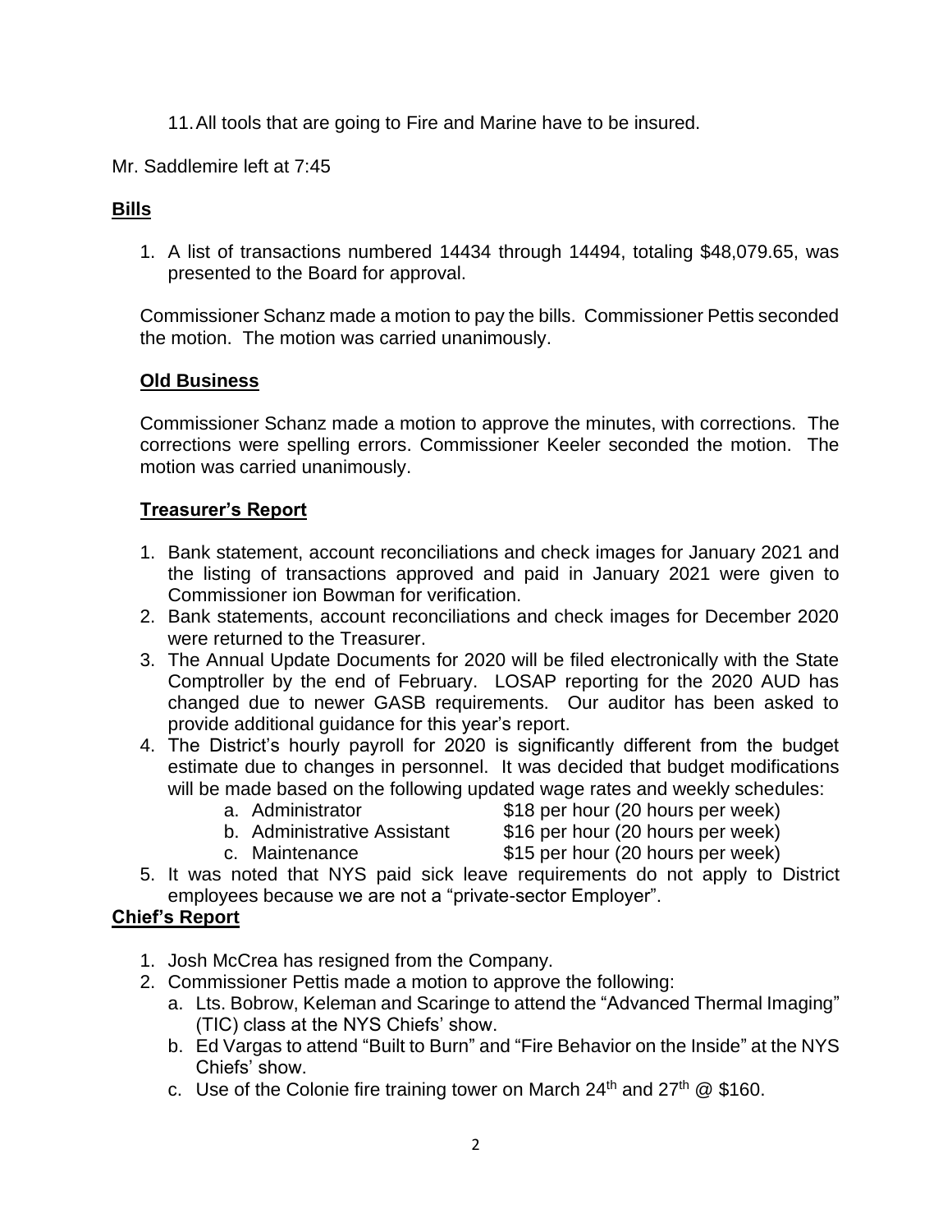11. All tools that are going to Fire and Marine have to be insured.

Mr. Saddlemire left at 7:45

## **Bills**

1. A list of transactions numbered 14434 through 14494, totaling $48,079.65, was presented to the Board for approval.

Commissioner Schanz made a motion to pay the bills. Commissioner Pettis seconded the motion. The motion was carried unanimously.

## **Old Business**

Commissioner Schanz made a motion to approve the minutes, with corrections. The corrections were spelling errors. Commissioner Keeler seconded the motion. The motion was carried unanimously.

## **Treasurer's Report**

1. Bank statement, account reconciliations and check images for January 2021 and the listing of transactions approved and paid in January 2021 were given to Commissioner ion Bowman for verification.
2. Bank statements, account reconciliations and check images for December 2020 were returned to the Treasurer.
3. The Annual Update Documents for 2020 will be filed electronically with the State Comptroller by the end of February. LOSAP reporting for the 2020 AUD has changed due to newer GASB requirements. Our auditor has been asked to provide additional guidance for this year's report.
4. The District's hourly payroll for 2020 is significantly different from the budget estimate due to changes in personnel. It was decided that budget modifications will be made based on the following updated wage rates and weekly schedules:
   a. Administrator — $18 per hour (20 hours per week)
   b. Administrative Assistant — $16 per hour (20 hours per week)
   c. Maintenance — $15 per hour (20 hours per week)
5. It was noted that NYS paid sick leave requirements do not apply to District employees because we are not a "private-sector Employer".

## **Chief's Report**

1. Josh McCrea has resigned from the Company.
2. Commissioner Pettis made a motion to approve the following:
   a. Lts. Bobrow, Keleman and Scaringe to attend the "Advanced Thermal Imaging" (TIC) class at the NYS Chiefs' show.
   b. Ed Vargas to attend "Built to Burn" and "Fire Behavior on the Inside" at the NYS Chiefs' show.
   c. Use of the Colonie fire training tower on March 24th and 27th @ $160.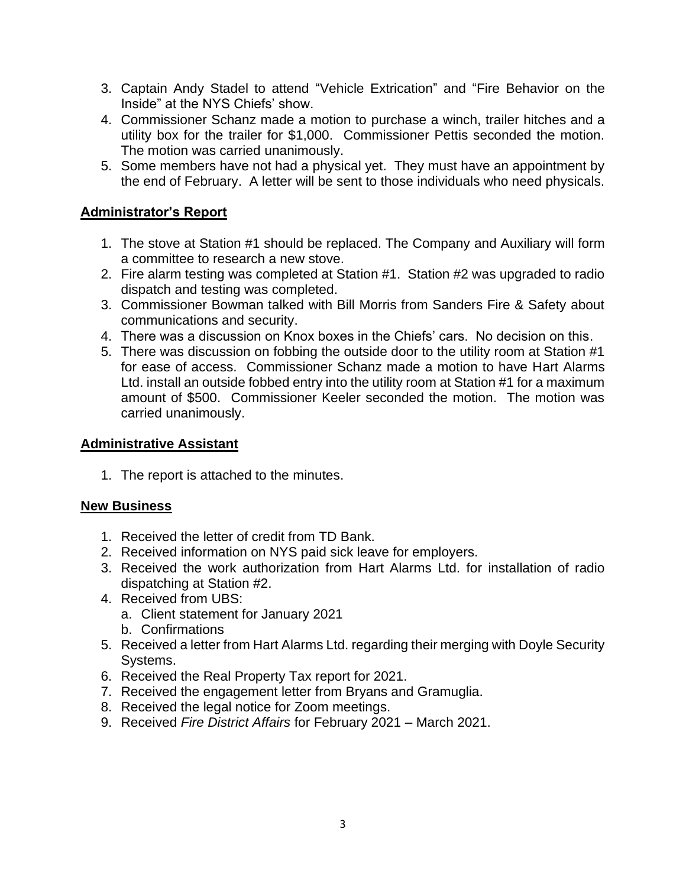3. Captain Andy Stadel to attend "Vehicle Extrication" and "Fire Behavior on the Inside" at the NYS Chiefs' show.
4. Commissioner Schanz made a motion to purchase a winch, trailer hitches and a utility box for the trailer for $1,000. Commissioner Pettis seconded the motion. The motion was carried unanimously.
5. Some members have not had a physical yet. They must have an appointment by the end of February. A letter will be sent to those individuals who need physicals.

## Administrator's Report

1. The stove at Station #1 should be replaced. The Company and Auxiliary will form a committee to research a new stove.
2. Fire alarm testing was completed at Station #1. Station #2 was upgraded to radio dispatch and testing was completed.
3. Commissioner Bowman talked with Bill Morris from Sanders Fire & Safety about communications and security.
4. There was a discussion on Knox boxes in the Chiefs' cars. No decision on this.
5. There was discussion on fobbing the outside door to the utility room at Station #1 for ease of access. Commissioner Schanz made a motion to have Hart Alarms Ltd. install an outside fobbed entry into the utility room at Station #1 for a maximum amount of $500. Commissioner Keeler seconded the motion. The motion was carried unanimously.

## Administrative Assistant

1. The report is attached to the minutes.

## New Business

1. Received the letter of credit from TD Bank.
2. Received information on NYS paid sick leave for employers.
3. Received the work authorization from Hart Alarms Ltd. for installation of radio dispatching at Station #2.
4. Received from UBS:
   a. Client statement for January 2021
   b. Confirmations
5. Received a letter from Hart Alarms Ltd. regarding their merging with Doyle Security Systems.
6. Received the Real Property Tax report for 2021.
7. Received the engagement letter from Bryans and Gramuglia.
8. Received the legal notice for Zoom meetings.
9. Received *Fire District Affairs* for February 2021 – March 2021.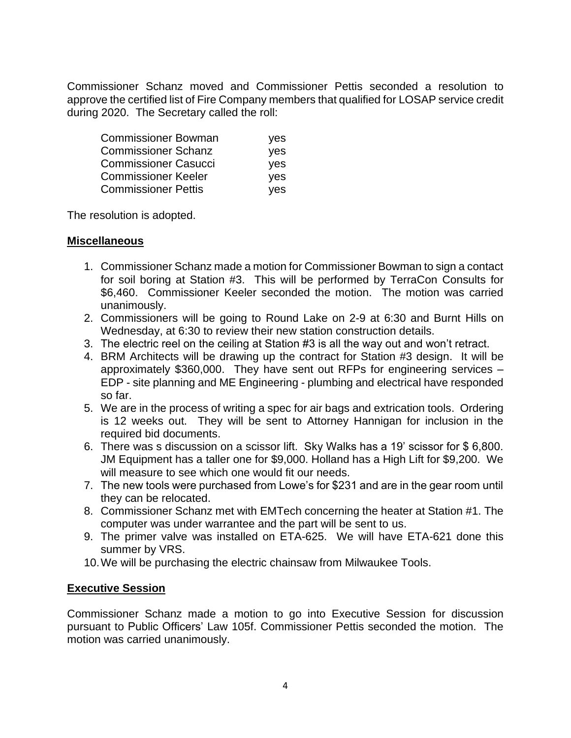Commissioner Schanz moved and Commissioner Pettis seconded a resolution to approve the certified list of Fire Company members that qualified for LOSAP service credit during 2020. The Secretary called the roll:

| | |
|---|---|
| Commissioner Bowman | yes |
| Commissioner Schanz | yes |
| Commissioner Casucci | yes |
| Commissioner Keeler | yes |
| Commissioner Pettis | yes |

The resolution is adopted.

## Miscellaneous

1. Commissioner Schanz made a motion for Commissioner Bowman to sign a contact for soil boring at Station #3. This will be performed by TerraCon Consults for $6,460. Commissioner Keeler seconded the motion. The motion was carried unanimously.
2. Commissioners will be going to Round Lake on 2-9 at 6:30 and Burnt Hills on Wednesday, at 6:30 to review their new station construction details.
3. The electric reel on the ceiling at Station #3 is all the way out and won't retract.
4. BRM Architects will be drawing up the contract for Station #3 design. It will be approximately $360,000. They have sent out RFPs for engineering services – EDP - site planning and ME Engineering - plumbing and electrical have responded so far.
5. We are in the process of writing a spec for air bags and extrication tools. Ordering is 12 weeks out. They will be sent to Attorney Hannigan for inclusion in the required bid documents.
6. There was s discussion on a scissor lift. Sky Walks has a 19' scissor for $ 6,800. JM Equipment has a taller one for $9,000. Holland has a High Lift for $9,200. We will measure to see which one would fit our needs.
7. The new tools were purchased from Lowe's for $231 and are in the gear room until they can be relocated.
8. Commissioner Schanz met with EMTech concerning the heater at Station #1. The computer was under warrantee and the part will be sent to us.
9. The primer valve was installed on ETA-625. We will have ETA-621 done this summer by VRS.
10. We will be purchasing the electric chainsaw from Milwaukee Tools.

## Executive Session

Commissioner Schanz made a motion to go into Executive Session for discussion pursuant to Public Officers' Law 105f. Commissioner Pettis seconded the motion. The motion was carried unanimously.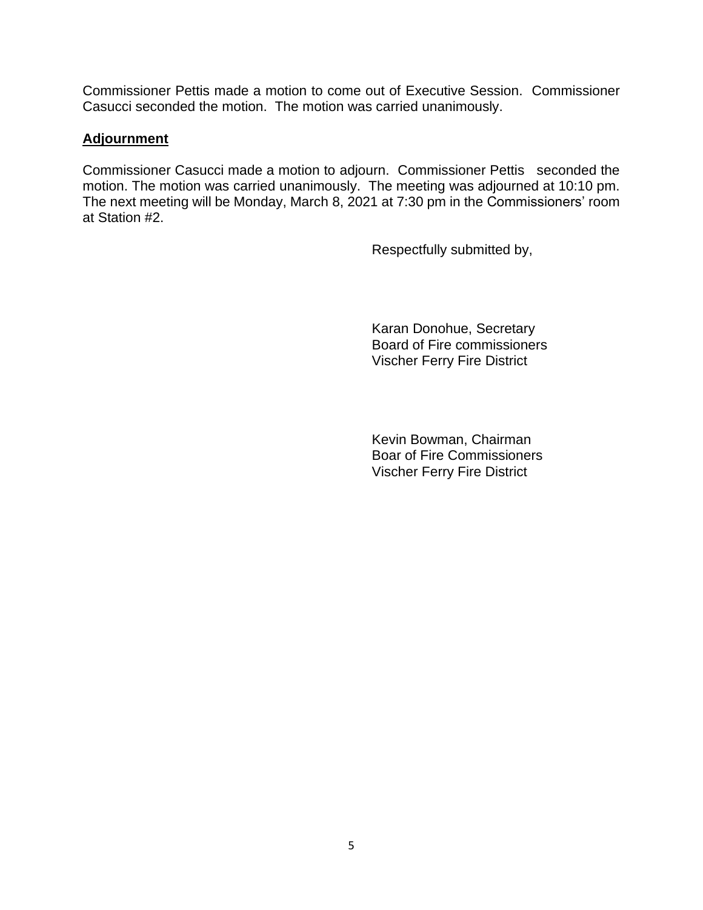Commissioner Pettis made a motion to come out of Executive Session. Commissioner Casucci seconded the motion. The motion was carried unanimously.

**Adjournment**

Commissioner Casucci made a motion to adjourn. Commissioner Pettis seconded the motion. The motion was carried unanimously. The meeting was adjourned at 10:10 pm. The next meeting will be Monday, March 8, 2021 at 7:30 pm in the Commissioners' room at Station #2.

Respectfully submitted by,

Karan Donohue, Secretary
Board of Fire commissioners
Vischer Ferry Fire District

Kevin Bowman, Chairman
Boar of Fire Commissioners
Vischer Ferry Fire District